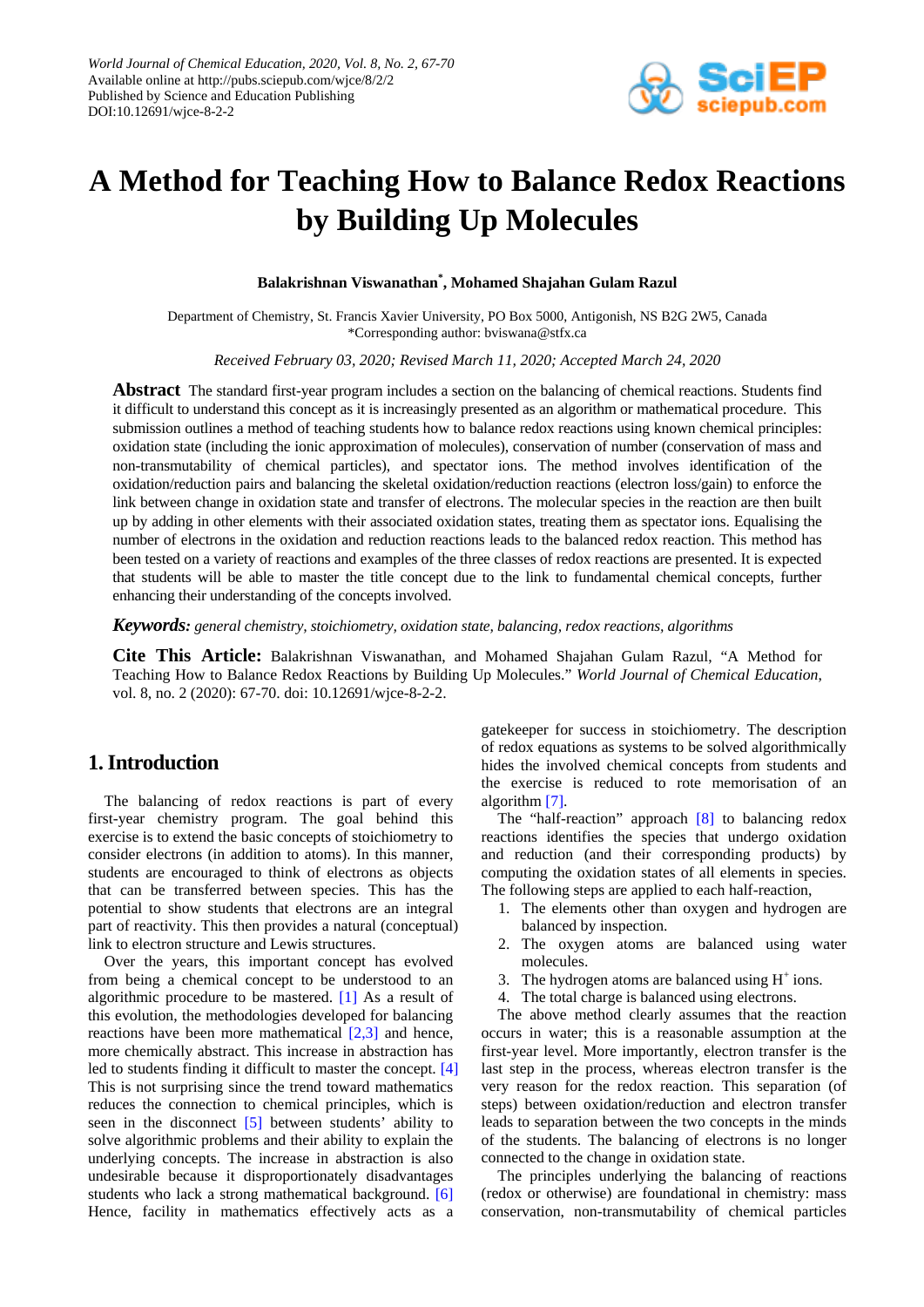World Journal of Chemical Education, 2020, Vol. 8, No. 2, 67-70
Available online at http://pubs.sciepub.com/wjce/8/2/2
Published by Science and Education Publishing
DOI:10.12691/wjce-8-2-2

# A Method for Teaching How to Balance Redox Reactions by Building Up Molecules

**Balakrishnan Viswanathan*, Mohamed Shajahan Gulam Razul**

Department of Chemistry, St. Francis Xavier University, PO Box 5000, Antigonish, NS B2G 2W5, Canada
*Corresponding author: bviswana@stfx.ca

*Received February 03, 2020; Revised March 11, 2020; Accepted March 24, 2020*

**Abstract** The standard first-year program includes a section on the balancing of chemical reactions. Students find it difficult to understand this concept as it is increasingly presented as an algorithm or mathematical procedure. This submission outlines a method of teaching students how to balance redox reactions using known chemical principles: oxidation state (including the ionic approximation of molecules), conservation of number (conservation of mass and non-transmutability of chemical particles), and spectator ions. The method involves identification of the oxidation/reduction pairs and balancing the skeletal oxidation/reduction reactions (electron loss/gain) to enforce the link between change in oxidation state and transfer of electrons. The molecular species in the reaction are then built up by adding in other elements with their associated oxidation states, treating them as spectator ions. Equalising the number of electrons in the oxidation and reduction reactions leads to the balanced redox reaction. This method has been tested on a variety of reactions and examples of the three classes of redox reactions are presented. It is expected that students will be able to master the title concept due to the link to fundamental chemical concepts, further enhancing their understanding of the concepts involved.

***Keywords:*** *general chemistry, stoichiometry, oxidation state, balancing, redox reactions, algorithms*

**Cite This Article:** Balakrishnan Viswanathan, and Mohamed Shajahan Gulam Razul, "A Method for Teaching How to Balance Redox Reactions by Building Up Molecules." *World Journal of Chemical Education,* vol. 8, no. 2 (2020): 67-70. doi: 10.12691/wjce-8-2-2.

## 1. Introduction

The balancing of redox reactions is part of every first-year chemistry program. The goal behind this exercise is to extend the basic concepts of stoichiometry to consider electrons (in addition to atoms). In this manner, students are encouraged to think of electrons as objects that can be transferred between species. This has the potential to show students that electrons are an integral part of reactivity. This then provides a natural (conceptual) link to electron structure and Lewis structures.

Over the years, this important concept has evolved from being a chemical concept to be understood to an algorithmic procedure to be mastered. [1] As a result of this evolution, the methodologies developed for balancing reactions have been more mathematical [2,3] and hence, more chemically abstract. This increase in abstraction has led to students finding it difficult to master the concept. [4] This is not surprising since the trend toward mathematics reduces the connection to chemical principles, which is seen in the disconnect [5] between students' ability to solve algorithmic problems and their ability to explain the underlying concepts. The increase in abstraction is also undesirable because it disproportionately disadvantages students who lack a strong mathematical background. [6] Hence, facility in mathematics effectively acts as a gatekeeper for success in stoichiometry. The description of redox equations as systems to be solved algorithmically hides the involved chemical concepts from students and the exercise is reduced to rote memorisation of an algorithm [7].

The "half-reaction" approach [8] to balancing redox reactions identifies the species that undergo oxidation and reduction (and their corresponding products) by computing the oxidation states of all elements in species. The following steps are applied to each half-reaction,

1. The elements other than oxygen and hydrogen are balanced by inspection.
2. The oxygen atoms are balanced using water molecules.
3. The hydrogen atoms are balanced using $H^+$ ions.
4. The total charge is balanced using electrons.

The above method clearly assumes that the reaction occurs in water; this is a reasonable assumption at the first-year level. More importantly, electron transfer is the last step in the process, whereas electron transfer is the very reason for the redox reaction. This separation (of steps) between oxidation/reduction and electron transfer leads to separation between the two concepts in the minds of the students. The balancing of electrons is no longer connected to the change in oxidation state.

The principles underlying the balancing of reactions (redox or otherwise) are foundational in chemistry: mass conservation, non-transmutability of chemical particles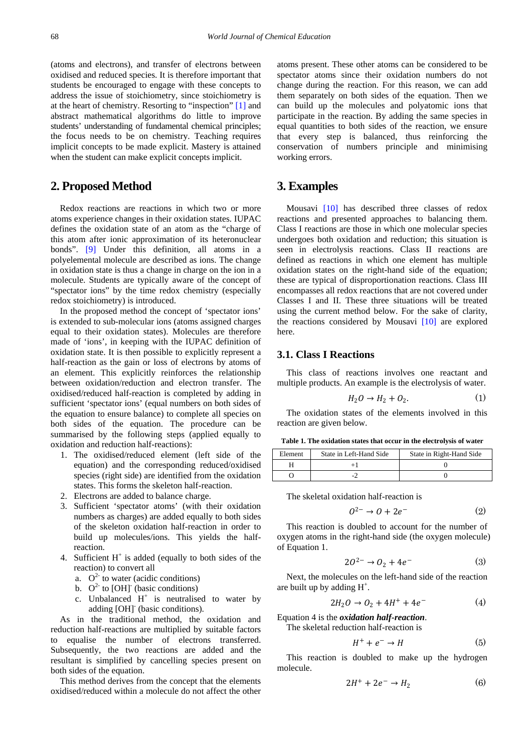(atoms and electrons), and transfer of electrons between oxidised and reduced species. It is therefore important that students be encouraged to engage with these concepts to address the issue of stoichiometry, since stoichiometry is at the heart of chemistry. Resorting to "inspection" [1] and abstract mathematical algorithms do little to improve students' understanding of fundamental chemical principles; the focus needs to be on chemistry. Teaching requires implicit concepts to be made explicit. Mastery is attained when the student can make explicit concepts implicit.

## 2. Proposed Method

Redox reactions are reactions in which two or more atoms experience changes in their oxidation states. IUPAC defines the oxidation state of an atom as the "charge of this atom after ionic approximation of its heteronuclear bonds". [9] Under this definition, all atoms in a polyelemental molecule are described as ions. The change in oxidation state is thus a change in charge on the ion in a molecule. Students are typically aware of the concept of "spectator ions" by the time redox chemistry (especially redox stoichiometry) is introduced.

In the proposed method the concept of 'spectator ions' is extended to sub-molecular ions (atoms assigned charges equal to their oxidation states). Molecules are therefore made of 'ions', in keeping with the IUPAC definition of oxidation state. It is then possible to explicitly represent a half-reaction as the gain or loss of electrons by atoms of an element. This explicitly reinforces the relationship between oxidation/reduction and electron transfer. The oxidised/reduced half-reaction is completed by adding in sufficient 'spectator ions' (equal numbers on both sides of the equation to ensure balance) to complete all species on both sides of the equation. The procedure can be summarised by the following steps (applied equally to oxidation and reduction half-reactions):

1. The oxidised/reduced element (left side of the equation) and the corresponding reduced/oxidised species (right side) are identified from the oxidation states. This forms the skeleton half-reaction.
2. Electrons are added to balance charge.
3. Sufficient 'spectator atoms' (with their oxidation numbers as charges) are added equally to both sides of the skeleton oxidation half-reaction in order to build up molecules/ions. This yields the half-reaction.
4. Sufficient $H^+$ is added (equally to both sides of the reaction) to convert all
   a. $O^{2-}$ to water (acidic conditions)
   b. $O^{2-}$ to $[OH]^-$ (basic conditions)
   c. Unbalanced $H^+$ is neutralised to water by adding $[OH]^-$ (basic conditions).

As in the traditional method, the oxidation and reduction half-reactions are multiplied by suitable factors to equalise the number of electrons transferred. Subsequently, the two reactions are added and the resultant is simplified by cancelling species present on both sides of the equation.

This method derives from the concept that the elements oxidised/reduced within a molecule do not affect the other atoms present. These other atoms can be considered to be spectator atoms since their oxidation numbers do not change during the reaction. For this reason, we can add them separately on both sides of the equation. Then we can build up the molecules and polyatomic ions that participate in the reaction. By adding the same species in equal quantities to both sides of the reaction, we ensure that every step is balanced, thus reinforcing the conservation of numbers principle and minimising working errors.

## 3. Examples

Mousavi [10] has described three classes of redox reactions and presented approaches to balancing them. Class I reactions are those in which one molecular species undergoes both oxidation and reduction; this situation is seen in electrolysis reactions. Class II reactions are defined as reactions in which one element has multiple oxidation states on the right-hand side of the equation; these are typical of disproportionation reactions. Class III encompasses all redox reactions that are not covered under Classes I and II. These three situations will be treated using the current method below. For the sake of clarity, the reactions considered by Mousavi [10] are explored here.

### 3.1. Class I Reactions

This class of reactions involves one reactant and multiple products. An example is the electrolysis of water.

$$H_2O \rightarrow H_2 + O_2. \tag{1}$$

The oxidation states of the elements involved in this reaction are given below.

**Table 1. The oxidation states that occur in the electrolysis of water**

| Element | State in Left-Hand Side | State in Right-Hand Side |
|---|---|---|
| H | +1 | 0 |
| O | -2 | 0 |

The skeletal oxidation half-reaction is

$$O^{2-} \rightarrow O + 2e^- \tag{2}$$

This reaction is doubled to account for the number of oxygen atoms in the right-hand side (the oxygen molecule) of Equation 1.

$$2O^{2-} \rightarrow O_2 + 4e^- \tag{3}$$

Next, the molecules on the left-hand side of the reaction are built up by adding $H^+$.

$$2H_2O \rightarrow O_2 + 4H^+ + 4e^- \tag{4}$$

Equation 4 is the ***oxidation half-reaction***.

The skeletal reduction half-reaction is

$$H^+ + e^- \rightarrow H \tag{5}$$

This reaction is doubled to make up the hydrogen molecule.

$$2H^+ + 2e^- \rightarrow H_2 \tag{6}$$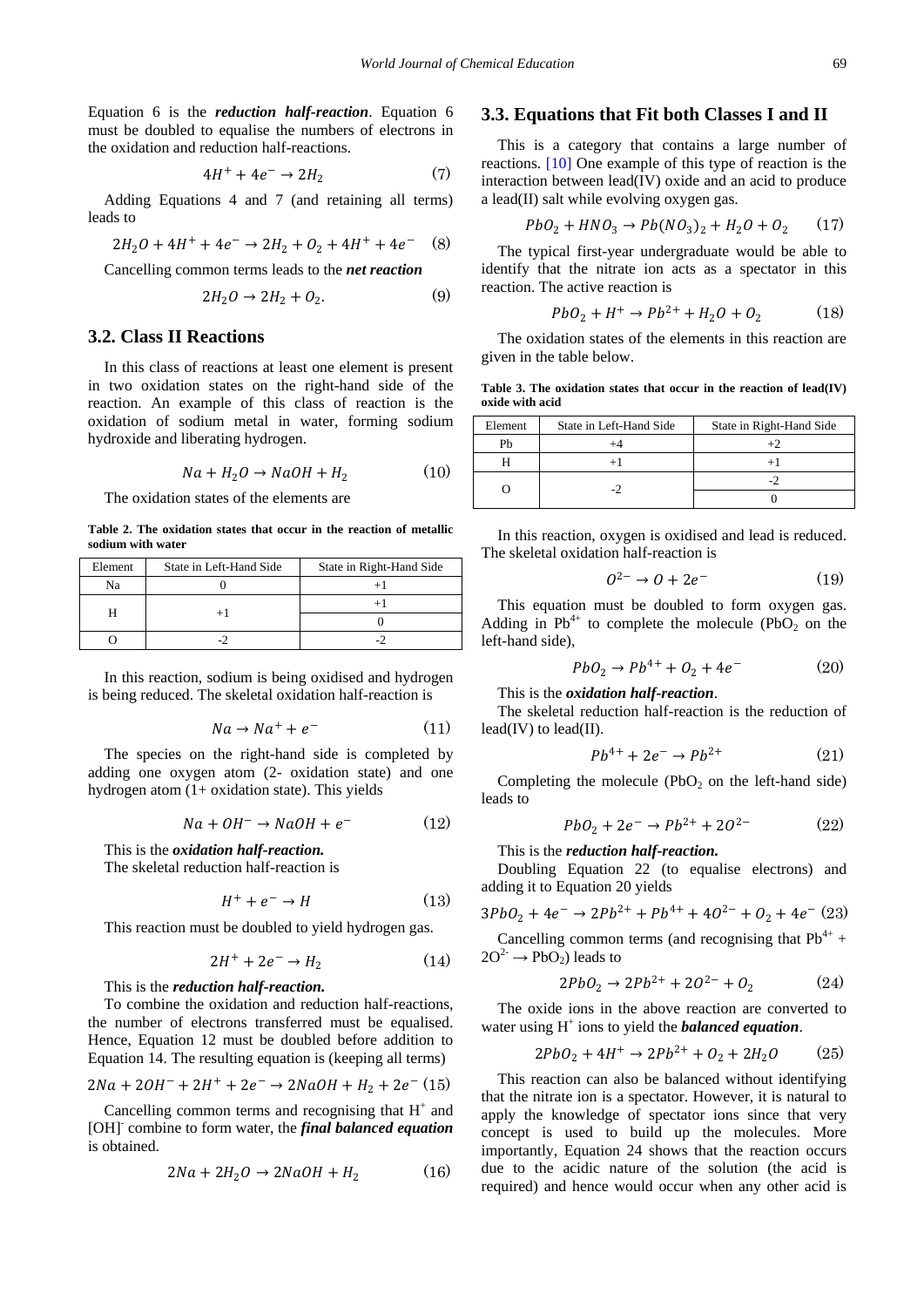Equation 6 is the ***reduction half-reaction***. Equation 6 must be doubled to equalise the numbers of electrons in the oxidation and reduction half-reactions.

$$4H^+ + 4e^- \rightarrow 2H_2 \quad (7)$$

Adding Equations 4 and 7 (and retaining all terms) leads to

$$2H_2O + 4H^+ + 4e^- \rightarrow 2H_2 + O_2 + 4H^+ + 4e^- \quad (8)$$

Cancelling common terms leads to the ***net reaction***

$$2H_2O \rightarrow 2H_2 + O_2. \quad (9)$$

## 3.2. Class II Reactions

In this class of reactions at least one element is present in two oxidation states on the right-hand side of the reaction. An example of this class of reaction is the oxidation of sodium metal in water, forming sodium hydroxide and liberating hydrogen.

$$Na + H_2O \rightarrow NaOH + H_2 \quad (10)$$

The oxidation states of the elements are

**Table 2. The oxidation states that occur in the reaction of metallic sodium with water**

| Element | State in Left-Hand Side | State in Right-Hand Side |
|---|---|---|
| Na | 0 | +1 |
| H | +1 | +1 |
| | | 0 |
| O | -2 | -2 |

In this reaction, sodium is being oxidised and hydrogen is being reduced. The skeletal oxidation half-reaction is

$$Na \rightarrow Na^+ + e^- \quad (11)$$

The species on the right-hand side is completed by adding one oxygen atom (2- oxidation state) and one hydrogen atom (1+ oxidation state). This yields

$$Na + OH^- \rightarrow NaOH + e^- \quad (12)$$

This is the ***oxidation half-reaction.***

The skeletal reduction half-reaction is

$$H^+ + e^- \rightarrow H \quad (13)$$

This reaction must be doubled to yield hydrogen gas.

$$2H^+ + 2e^- \rightarrow H_2 \quad (14)$$

This is the ***reduction half-reaction.***

To combine the oxidation and reduction half-reactions, the number of electrons transferred must be equalised. Hence, Equation 12 must be doubled before addition to Equation 14. The resulting equation is (keeping all terms)

$$2Na + 2OH^- + 2H^+ + 2e^- \rightarrow 2NaOH + H_2 + 2e^- \quad (15)$$

Cancelling common terms and recognising that $H^+$ and $[OH]^-$ combine to form water, the ***final balanced equation*** is obtained.

$$2Na + 2H_2O \rightarrow 2NaOH + H_2 \quad (16)$$

## 3.3. Equations that Fit both Classes I and II

This is a category that contains a large number of reactions. [10] One example of this type of reaction is the interaction between lead(IV) oxide and an acid to produce a lead(II) salt while evolving oxygen gas.

$$PbO_2 + HNO_3 \rightarrow Pb(NO_3)_2 + H_2O + O_2 \quad (17)$$

The typical first-year undergraduate would be able to identify that the nitrate ion acts as a spectator in this reaction. The active reaction is

$$PbO_2 + H^+ \rightarrow Pb^{2+} + H_2O + O_2 \quad (18)$$

The oxidation states of the elements in this reaction are given in the table below.

**Table 3. The oxidation states that occur in the reaction of lead(IV) oxide with acid**

| Element | State in Left-Hand Side | State in Right-Hand Side |
|---|---|---|
| Pb | +4 | +2 |
| H | +1 | +1 |
| O | -2 | -2 |
| | | 0 |

In this reaction, oxygen is oxidised and lead is reduced. The skeletal oxidation half-reaction is

$$O^{2-} \rightarrow O + 2e^- \quad (19)$$

This equation must be doubled to form oxygen gas. Adding in $Pb^{4+}$ to complete the molecule ($PbO_2$ on the left-hand side),

$$PbO_2 \rightarrow Pb^{4+} + O_2 + 4e^- \quad (20)$$

This is the ***oxidation half-reaction***.

The skeletal reduction half-reaction is the reduction of lead(IV) to lead(II).

$$Pb^{4+} + 2e^- \rightarrow Pb^{2+} \quad (21)$$

Completing the molecule ($PbO_2$ on the left-hand side) leads to

$$PbO_2 + 2e^- \rightarrow Pb^{2+} + 2O^{2-} \quad (22)$$

This is the ***reduction half-reaction.***

Doubling Equation 22 (to equalise electrons) and adding it to Equation 20 yields

$$3PbO_2 + 4e^- \rightarrow 2Pb^{2+} + Pb^{4+} + 4O^{2-} + O_2 + 4e^- \quad (23)$$

Cancelling common terms (and recognising that $Pb^{4+}$ + $2O^{2-} \rightarrow PbO_2$) leads to

$$2PbO_2 \rightarrow 2Pb^{2+} + 2O^{2-} + O_2 \quad (24)$$

The oxide ions in the above reaction are converted to water using $H^+$ ions to yield the ***balanced equation***.

$$2PbO_2 + 4H^+ \rightarrow 2Pb^{2+} + O_2 + 2H_2O \quad (25)$$

This reaction can also be balanced without identifying that the nitrate ion is a spectator. However, it is natural to apply the knowledge of spectator ions since that very concept is used to build up the molecules. More importantly, Equation 24 shows that the reaction occurs due to the acidic nature of the solution (the acid is required) and hence would occur when any other acid is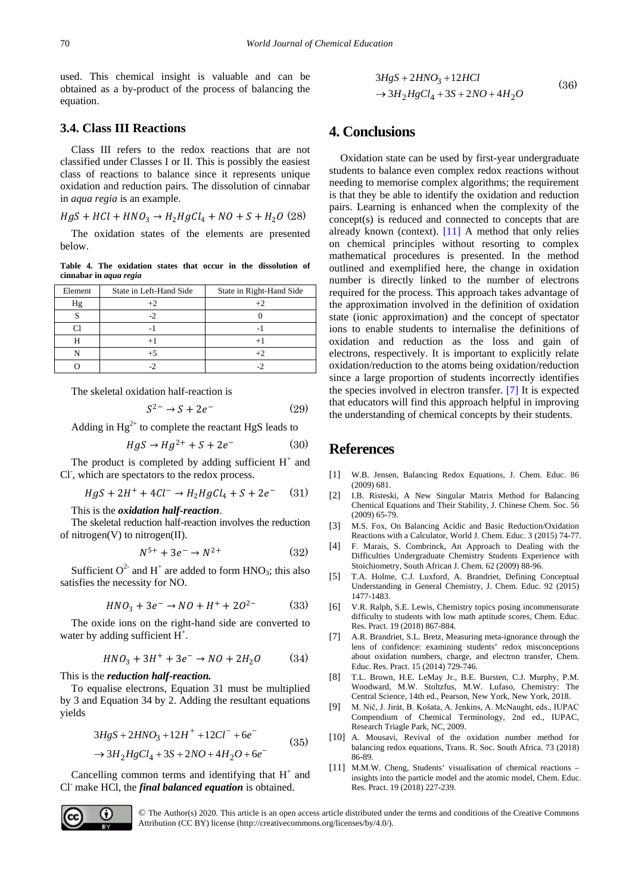used. This chemical insight is valuable and can be obtained as a by-product of the process of balancing the equation.

### 3.4. Class III Reactions

Class III refers to the redox reactions that are not classified under Classes I or II. This is possibly the easiest class of reactions to balance since it represents unique oxidation and reduction pairs. The dissolution of cinnabar in *aqua regia* is an example.

$$HgS + HCl + HNO_3 \rightarrow H_2HgCl_4 + NO + S + H_2O \quad (28)$$

The oxidation states of the elements are presented below.

**Table 4. The oxidation states that occur in the dissolution of cinnabar in *aqua regia***

| Element | State in Left-Hand Side | State in Right-Hand Side |
|---|---|---|
| Hg | +2 | +2 |
| S | -2 | 0 |
| Cl | -1 | -1 |
| H | +1 | +1 |
| N | +5 | +2 |
| O | -2 | -2 |

The skeletal oxidation half-reaction is

$$S^{2-} \rightarrow S + 2e^- \quad (29)$$

Adding in $Hg^{2+}$ to complete the reactant HgS leads to

$$HgS \rightarrow Hg^{2+} + S + 2e^- \quad (30)$$

The product is completed by adding sufficient $H^+$ and $Cl^-$, which are spectators to the redox process.

$$HgS + 2H^+ + 4Cl^- \rightarrow H_2HgCl_4 + S + 2e^- \quad (31)$$

This is the ***oxidation half-reaction***.

The skeletal reduction half-reaction involves the reduction of nitrogen(V) to nitrogen(II).

$$N^{5+} + 3e^- \rightarrow N^{2+} \quad (32)$$

Sufficient $O^{2-}$ and $H^+$ are added to form $HNO_3$; this also satisfies the necessity for NO.

$$HNO_3 + 3e^- \rightarrow NO + H^+ + 2O^{2-} \quad (33)$$

The oxide ions on the right-hand side are converted to water by adding sufficient $H^+$.

$$HNO_3 + 3H^+ + 3e^- \rightarrow NO + 2H_2O \quad (34)$$

This is the ***reduction half-reaction.***

To equalise electrons, Equation 31 must be multiplied by 3 and Equation 34 by 2. Adding the resultant equations yields

$$3HgS + 2HNO_3 + 12H^+ + 12Cl^- + 6e^- \rightarrow 3H_2HgCl_4 + 3S + 2NO + 4H_2O + 6e^- \quad (35)$$

Cancelling common terms and identifying that $H^+$ and $Cl^-$ make HCl, the ***final balanced equation*** is obtained.

$$3HgS + 2HNO_3 + 12HCl \rightarrow 3H_2HgCl_4 + 3S + 2NO + 4H_2O \quad (36)$$

## 4. Conclusions

Oxidation state can be used by first-year undergraduate students to balance even complex redox reactions without needing to memorise complex algorithms; the requirement is that they be able to identify the oxidation and reduction pairs. Learning is enhanced when the complexity of the concept(s) is reduced and connected to concepts that are already known (context). [11] A method that only relies on chemical principles without resorting to complex mathematical procedures is presented. In the method outlined and exemplified here, the change in oxidation number is directly linked to the number of electrons required for the process. This approach takes advantage of the approximation involved in the definition of oxidation state (ionic approximation) and the concept of spectator ions to enable students to internalise the definitions of oxidation and reduction as the loss and gain of electrons, respectively. It is important to explicitly relate oxidation/reduction to the atoms being oxidation/reduction since a large proportion of students incorrectly identifies the species involved in electron transfer. [7] It is expected that educators will find this approach helpful in improving the understanding of chemical concepts by their students.

## References

[1] W.B. Jensen, Balancing Redox Equations, J. Chem. Educ. 86 (2009) 681.

[2] I.B. Risteski, A New Singular Matrix Method for Balancing Chemical Equations and Their Stability, J. Chinese Chem. Soc. 56 (2009) 65-79.

[3] M.S. Fox, On Balancing Acidic and Basic Reduction/Oxidation Reactions with a Calculator, World J. Chem. Educ. 3 (2015) 74-77.

[4] F. Marais, S. Combrinck, An Approach to Dealing with the Difficulties Undergraduate Chemistry Students Experience with Stoichiometry, South African J. Chem. 62 (2009) 88-96.

[5] T.A. Holme, C.J. Luxford, A. Brandriet, Defining Conceptual Understanding in General Chemistry, J. Chem. Educ. 92 (2015) 1477-1483.

[6] V.R. Ralph, S.E. Lewis, Chemistry topics posing incommensurate difficulty to students with low math aptitude scores, Chem. Educ. Res. Pract. 19 (2018) 867-884.

[7] A.R. Brandriet, S.L. Bretz, Measuring meta-ignorance through the lens of confidence: examining students' redox misconceptions about oxidation numbers, charge, and electron transfer, Chem. Educ. Res. Pract. 15 (2014) 729-746.

[8] T.L. Brown, H.E. LeMay Jr., B.E. Bursten, C.J. Murphy, P.M. Woodward, M.W. Stoltzfus, M.W. Lufaso, Chemistry: The Central Science, 14th ed., Pearson, New York, New York, 2018.

[9] M. Nič, J. Jirát, B. Košata, A. Jenkins, A. McNaught, eds., IUPAC Compendium of Chemical Terminology, 2nd ed., IUPAC, Research Triagle Park, NC, 2009.

[10] A. Mousavi, Revival of the oxidation number method for balancing redox equations, Trans. R. Soc. South Africa. 73 (2018) 86-89.

[11] M.M.W. Cheng, Students' visualisation of chemical reactions – insights into the particle model and the atomic model, Chem. Educ. Res. Pract. 19 (2018) 227-239.

© The Author(s) 2020. This article is an open access article distributed under the terms and conditions of the Creative Commons Attribution (CC BY) license (http://creativecommons.org/licenses/by/4.0/).